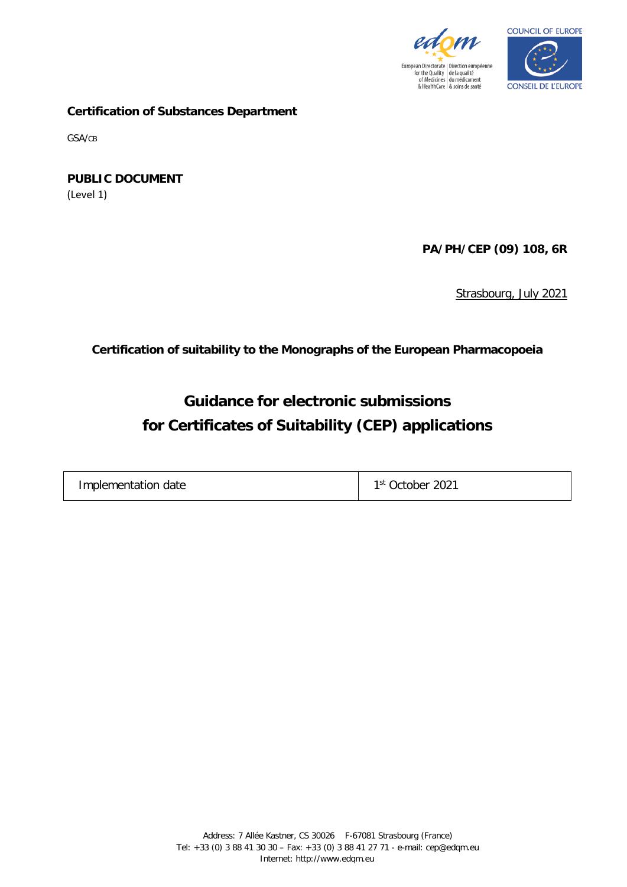**Certification of Substances Department**

GSA/CB

**PUBLIC DOCUMENT**
(Level 1)

**PA/PH/CEP (09) 108, 6R**

Strasbourg, July 2021

**Certification of suitability to the Monographs of the European Pharmacopoeia**

# Guidance for electronic submissions for Certificates of Suitability (CEP) applications

| Implementation date | 1st October 2021 |
| --- | --- |

Address: 7 Allée Kastner, CS 30026 F-67081 Strasbourg (France)
Tel: +33 (0) 3 88 41 30 30 – Fax: +33 (0) 3 88 41 27 71 - e-mail: cep@edqm.eu
Internet: http://www.edqm.eu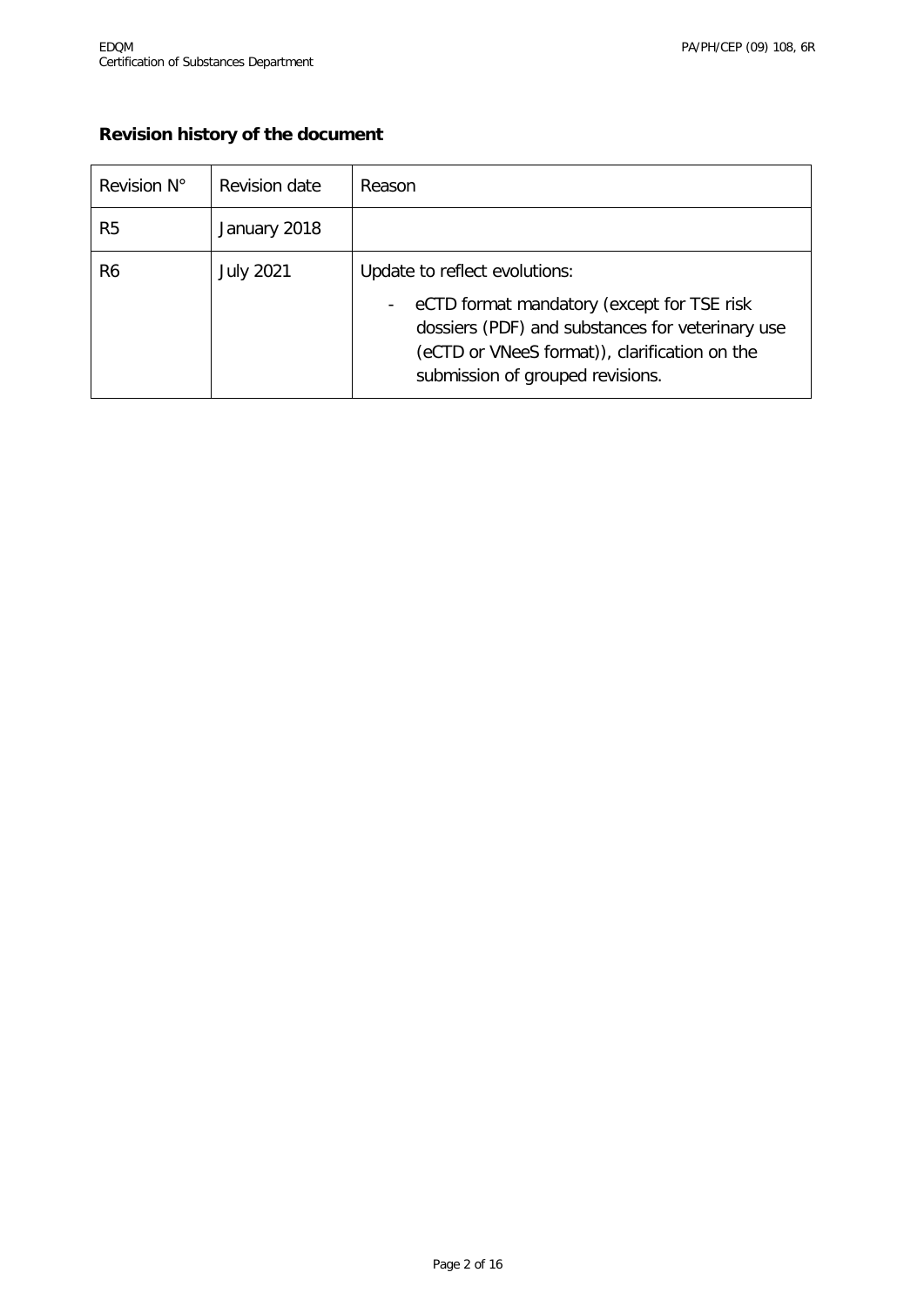**Revision history of the document**

| Revision N° | Revision date | Reason |
|---|---|---|
| R5 | January 2018 | |
| R6 | July 2021 | Update to reflect evolutions:<br>- eCTD format mandatory (except for TSE risk dossiers (PDF) and substances for veterinary use (eCTD or VNeeS format)), clarification on the submission of grouped revisions. |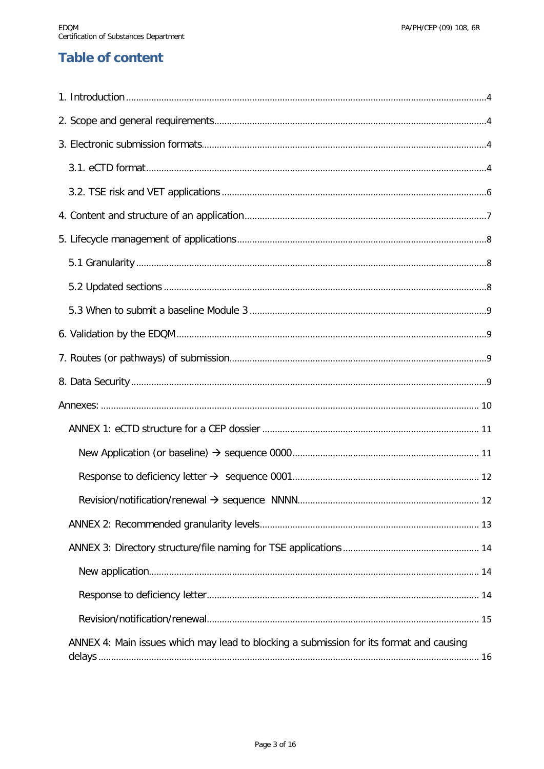# Table of content

1. Introduction ..... 4

2. Scope and general requirements ..... 4

3. Electronic submission formats ..... 4

   3.1. eCTD format ..... 4

   3.2. TSE risk and VET applications ..... 6

4. Content and structure of an application ..... 7

5. Lifecycle management of applications ..... 8

   5.1 Granularity ..... 8

   5.2 Updated sections ..... 8

   5.3 When to submit a baseline Module 3 ..... 9

6. Validation by the EDQM ..... 9

7. Routes (or pathways) of submission ..... 9

8. Data Security ..... 9

Annexes: ..... 10

   ANNEX 1: eCTD structure for a CEP dossier ..... 11

      New Application (or baseline) → sequence 0000 ..... 11

      Response to deficiency letter → sequence 0001 ..... 12

      Revision/notification/renewal → sequence NNNN ..... 12

   ANNEX 2: Recommended granularity levels ..... 13

   ANNEX 3: Directory structure/file naming for TSE applications ..... 14

      New application ..... 14

      Response to deficiency letter ..... 14

      Revision/notification/renewal ..... 15

   ANNEX 4: Main issues which may lead to blocking a submission for its format and causing delays ..... 16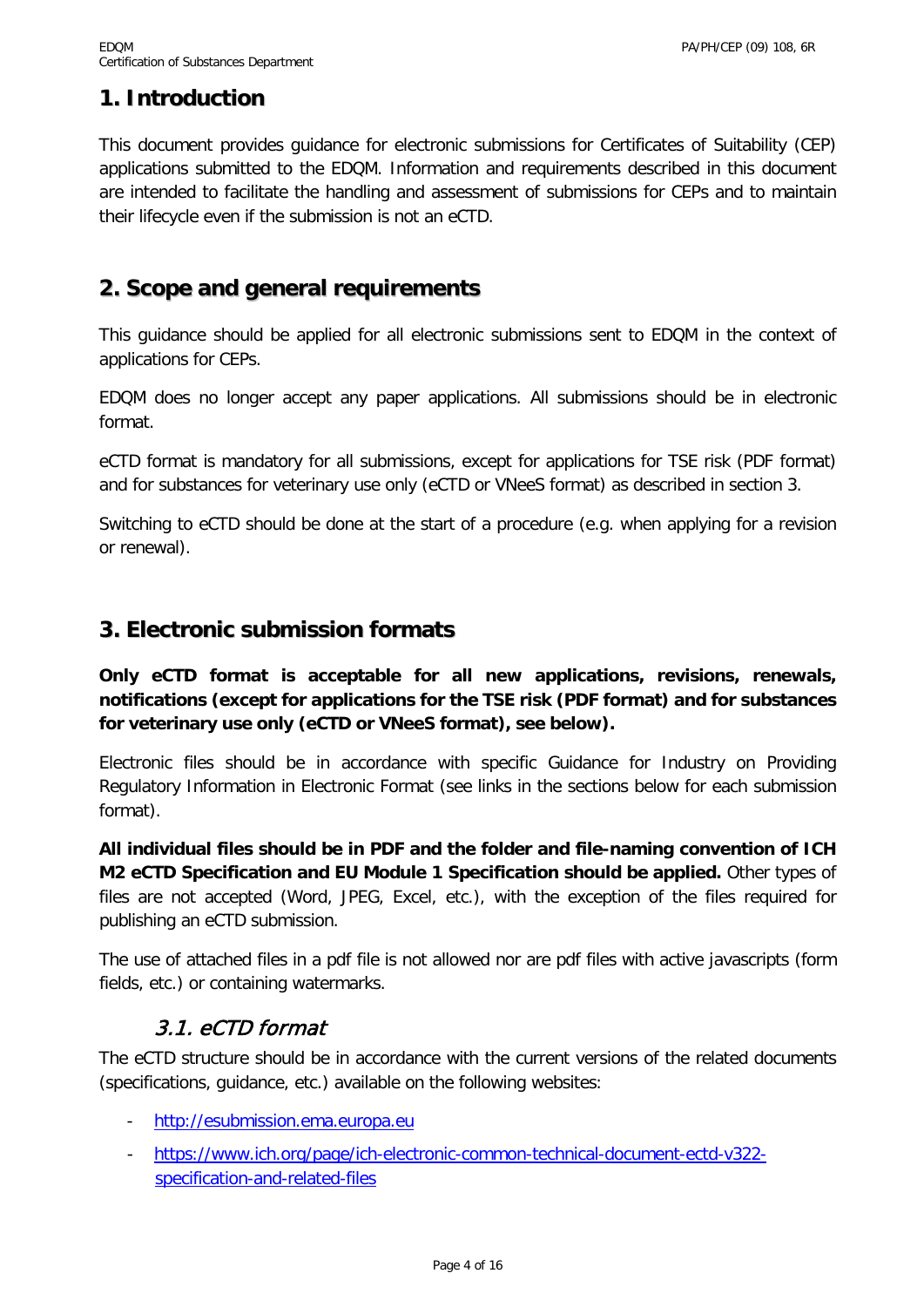## 1. Introduction

This document provides guidance for electronic submissions for Certificates of Suitability (CEP) applications submitted to the EDQM. Information and requirements described in this document are intended to facilitate the handling and assessment of submissions for CEPs and to maintain their lifecycle even if the submission is not an eCTD.

## 2. Scope and general requirements

This guidance should be applied for all electronic submissions sent to EDQM in the context of applications for CEPs.

EDQM does no longer accept any paper applications. All submissions should be in electronic format.

eCTD format is mandatory for all submissions, except for applications for TSE risk (PDF format) and for substances for veterinary use only (eCTD or VNeeS format) as described in section 3.

Switching to eCTD should be done at the start of a procedure (e.g. when applying for a revision or renewal).

## 3. Electronic submission formats

**Only eCTD format is acceptable for all new applications, revisions, renewals, notifications (except for applications for the TSE risk (PDF format) and for substances for veterinary use only (eCTD or VNeeS format), see below).**

Electronic files should be in accordance with specific Guidance for Industry on Providing Regulatory Information in Electronic Format (see links in the sections below for each submission format).

**All individual files should be in PDF and the folder and file-naming convention of ICH M2 eCTD Specification and EU Module 1 Specification should be applied.** Other types of files are not accepted (Word, JPEG, Excel, etc.), with the exception of the files required for publishing an eCTD submission.

The use of attached files in a pdf file is not allowed nor are pdf files with active javascripts (form fields, etc.) or containing watermarks.

### *3.1. eCTD format*

The eCTD structure should be in accordance with the current versions of the related documents (specifications, guidance, etc.) available on the following websites:

- http://esubmission.ema.europa.eu
- https://www.ich.org/page/ich-electronic-common-technical-document-ectd-v322-specification-and-related-files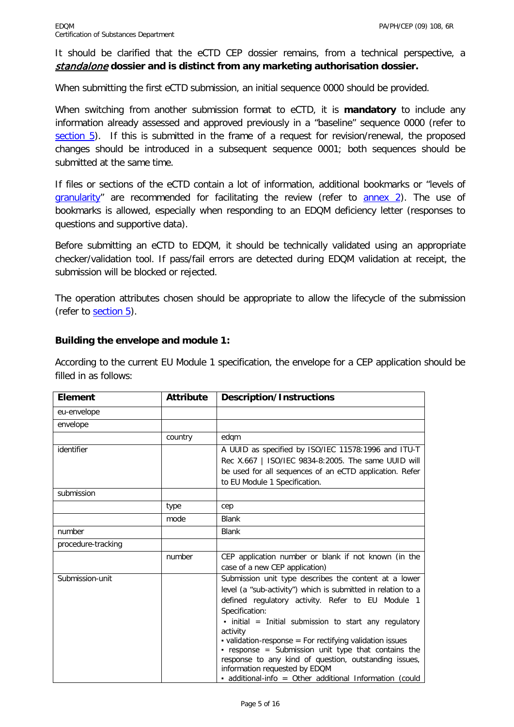It should be clarified that the eCTD CEP dossier remains, from a technical perspective, a ***standalone* dossier and is distinct from any marketing authorisation dossier.**

When submitting the first eCTD submission, an initial sequence 0000 should be provided.

When switching from another submission format to eCTD, it is **mandatory** to include any information already assessed and approved previously in a "baseline" sequence 0000 (refer to section 5). If this is submitted in the frame of a request for revision/renewal, the proposed changes should be introduced in a subsequent sequence 0001; both sequences should be submitted at the same time.

If files or sections of the eCTD contain a lot of information, additional bookmarks or "levels of granularity" are recommended for facilitating the review (refer to annex 2). The use of bookmarks is allowed, especially when responding to an EDQM deficiency letter (responses to questions and supportive data).

Before submitting an eCTD to EDQM, it should be technically validated using an appropriate checker/validation tool. If pass/fail errors are detected during EDQM validation at receipt, the submission will be blocked or rejected.

The operation attributes chosen should be appropriate to allow the lifecycle of the submission (refer to section 5).

**Building the envelope and module 1:**

According to the current EU Module 1 specification, the envelope for a CEP application should be filled in as follows:

| Element | Attribute | Description/Instructions |
|---|---|---|
| eu-envelope | | |
| envelope | | |
| | country | edqm |
| identifier | | A UUID as specified by ISO/IEC 11578:1996 and ITU-T Rec X.667 \| ISO/IEC 9834-8:2005. The same UUID will be used for all sequences of an eCTD application. Refer to EU Module 1 Specification. |
| submission | | |
| | type | cep |
| | mode | Blank |
| number | | Blank |
| procedure-tracking | | |
| | number | CEP application number or blank if not known (in the case of a new CEP application) |
| Submission-unit | | Submission unit type describes the content at a lower level (a "sub-activity") which is submitted in relation to a defined regulatory activity. Refer to EU Module 1 Specification:<br>▪ initial = Initial submission to start any regulatory activity<br>▪ validation-response = For rectifying validation issues<br>▪ response = Submission unit type that contains the response to any kind of question, outstanding issues, information requested by EDQM<br>▪ additional-info = Other additional Information (could |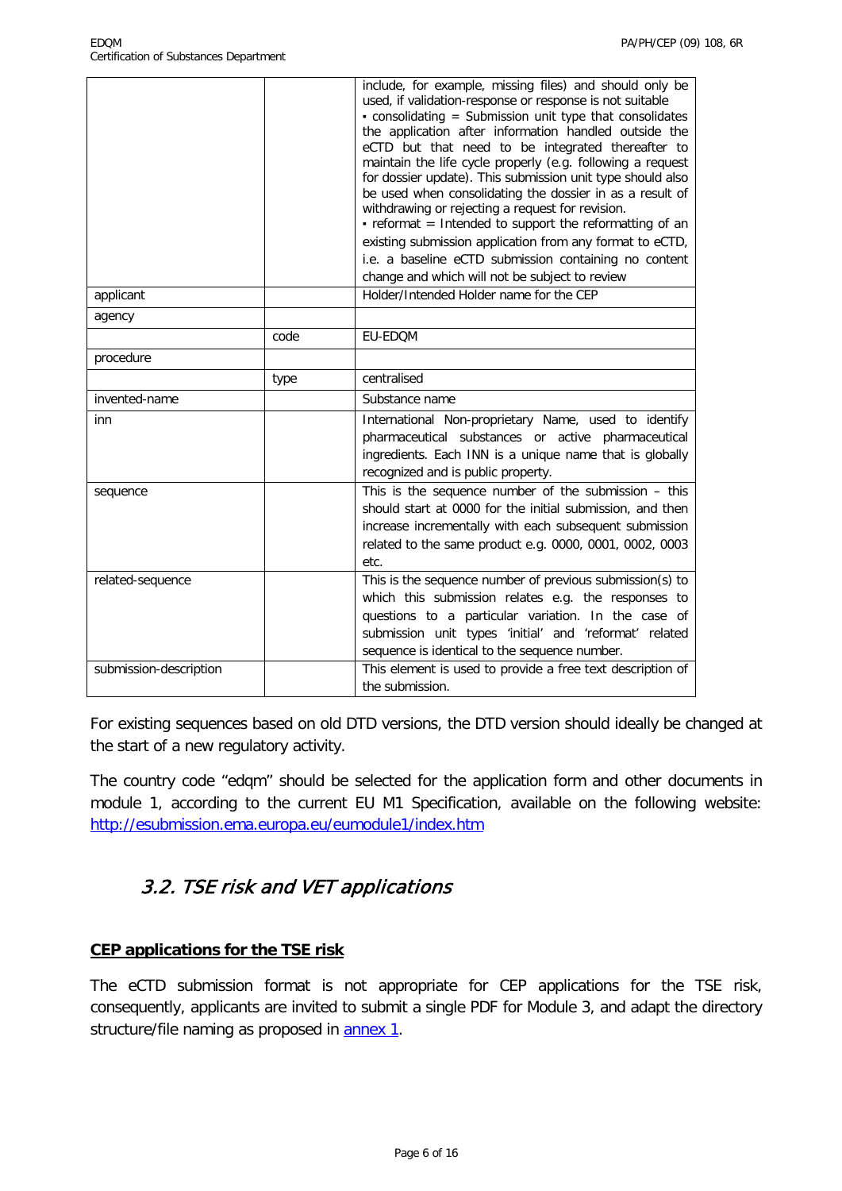| | | |
|---|---|---|
| | | include, for example, missing files) and should only be used, if validation-response or response is not suitable<br>• consolidating = Submission unit type that consolidates the application after information handled outside the eCTD but that need to be integrated thereafter to maintain the life cycle properly (e.g. following a request for dossier update). This submission unit type should also be used when consolidating the dossier in as a result of withdrawing or rejecting a request for revision.<br>• reformat = Intended to support the reformatting of an existing submission application from any format to eCTD, i.e. a baseline eCTD submission containing no content change and which will not be subject to review |
| applicant | | Holder/Intended Holder name for the CEP |
| agency | | |
| | code | EU-EDQM |
| procedure | | |
| | type | centralised |
| invented-name | | Substance name |
| inn | | International Non-proprietary Name, used to identify pharmaceutical substances or active pharmaceutical ingredients. Each INN is a unique name that is globally recognized and is public property. |
| sequence | | This is the sequence number of the submission – this should start at 0000 for the initial submission, and then increase incrementally with each subsequent submission related to the same product e.g. 0000, 0001, 0002, 0003 etc. |
| related-sequence | | This is the sequence number of previous submission(s) to which this submission relates e.g. the responses to questions to a particular variation. In the case of submission unit types 'initial' and 'reformat' related sequence is identical to the sequence number. |
| submission-description | | This element is used to provide a free text description of the submission. |

For existing sequences based on old DTD versions, the DTD version should ideally be changed at the start of a new regulatory activity.

The country code "edqm" should be selected for the application form and other documents in module 1, according to the current EU M1 Specification, available on the following website: http://esubmission.ema.europa.eu/eumodule1/index.htm

## 3.2. TSE risk and VET applications

**CEP applications for the TSE risk**

The eCTD submission format is not appropriate for CEP applications for the TSE risk, consequently, applicants are invited to submit a single PDF for Module 3, and adapt the directory structure/file naming as proposed in annex 1.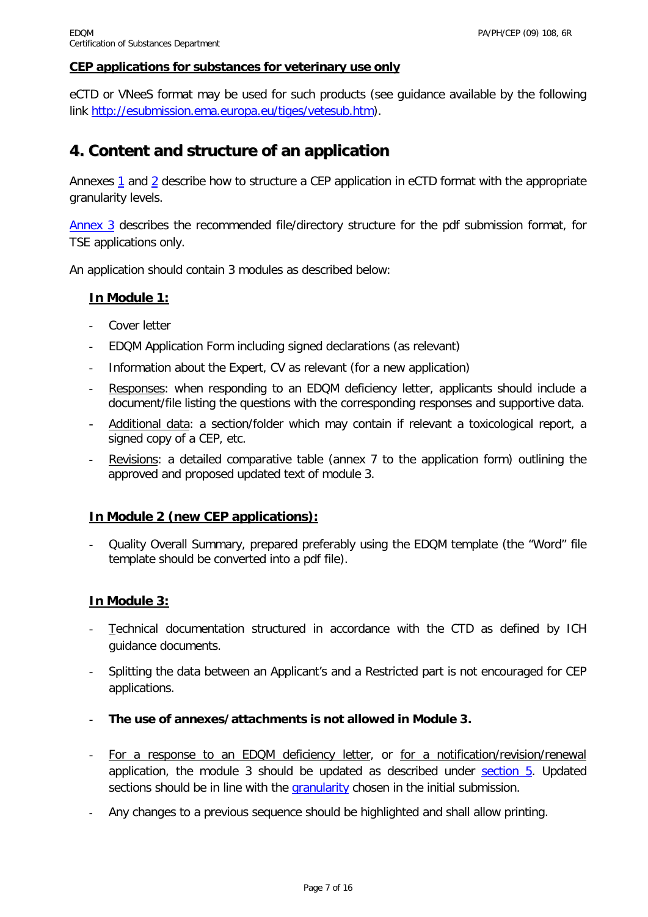**CEP applications for substances for veterinary use only**

eCTD or VNeeS format may be used for such products (see guidance available by the following link http://esubmission.ema.europa.eu/tiges/vetesub.htm).

# 4. Content and structure of an application

Annexes 1 and 2 describe how to structure a CEP application in eCTD format with the appropriate granularity levels.

Annex 3 describes the recommended file/directory structure for the pdf submission format, for TSE applications only.

An application should contain 3 modules as described below:

**In Module 1:**

- Cover letter
- EDQM Application Form including signed declarations (as relevant)
- Information about the Expert, CV as relevant (for a new application)
- Responses: when responding to an EDQM deficiency letter, applicants should include a document/file listing the questions with the corresponding responses and supportive data.
- Additional data: a section/folder which may contain if relevant a toxicological report, a signed copy of a CEP, etc.
- Revisions: a detailed comparative table (annex 7 to the application form) outlining the approved and proposed updated text of module 3.

**In Module 2 (new CEP applications):**

- Quality Overall Summary, prepared preferably using the EDQM template (the "Word" file template should be converted into a pdf file).

**In Module 3:**

- Technical documentation structured in accordance with the CTD as defined by ICH guidance documents.
- Splitting the data between an Applicant's and a Restricted part is not encouraged for CEP applications.
- **The use of annexes/attachments is not allowed in Module 3.**
- For a response to an EDQM deficiency letter, or for a notification/revision/renewal application, the module 3 should be updated as described under section 5. Updated sections should be in line with the granularity chosen in the initial submission.
- Any changes to a previous sequence should be highlighted and shall allow printing.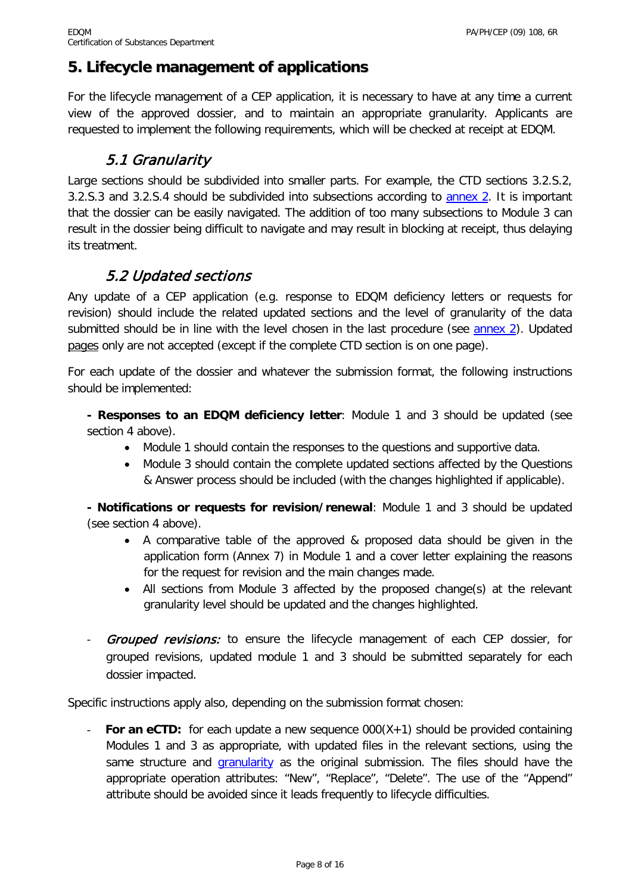# 5. Lifecycle management of applications

For the lifecycle management of a CEP application, it is necessary to have at any time a current view of the approved dossier, and to maintain an appropriate granularity. Applicants are requested to implement the following requirements, which will be checked at receipt at EDQM.

## *5.1 Granularity*

Large sections should be subdivided into smaller parts. For example, the CTD sections 3.2.S.2, 3.2.S.3 and 3.2.S.4 should be subdivided into subsections according to annex 2. It is important that the dossier can be easily navigated. The addition of too many subsections to Module 3 can result in the dossier being difficult to navigate and may result in blocking at receipt, thus delaying its treatment.

## *5.2 Updated sections*

Any update of a CEP application (e.g. response to EDQM deficiency letters or requests for revision) should include the related updated sections and the level of granularity of the data submitted should be in line with the level chosen in the last procedure (see annex 2). Updated pages only are not accepted (except if the complete CTD section is on one page).

For each update of the dossier and whatever the submission format, the following instructions should be implemented:

**- Responses to an EDQM deficiency letter**: Module 1 and 3 should be updated (see section 4 above).

- Module 1 should contain the responses to the questions and supportive data.
- Module 3 should contain the complete updated sections affected by the Questions & Answer process should be included (with the changes highlighted if applicable).

**- Notifications or requests for revision/renewal**: Module 1 and 3 should be updated (see section 4 above).

- A comparative table of the approved & proposed data should be given in the application form (Annex 7) in Module 1 and a cover letter explaining the reasons for the request for revision and the main changes made.
- All sections from Module 3 affected by the proposed change(s) at the relevant granularity level should be updated and the changes highlighted.

- *Grouped revisions:* to ensure the lifecycle management of each CEP dossier, for grouped revisions, updated module 1 and 3 should be submitted separately for each dossier impacted.

Specific instructions apply also, depending on the submission format chosen:

- **For an eCTD:** for each update a new sequence 000(X+1) should be provided containing Modules 1 and 3 as appropriate, with updated files in the relevant sections, using the same structure and granularity as the original submission. The files should have the appropriate operation attributes: "New", "Replace", "Delete". The use of the "Append" attribute should be avoided since it leads frequently to lifecycle difficulties.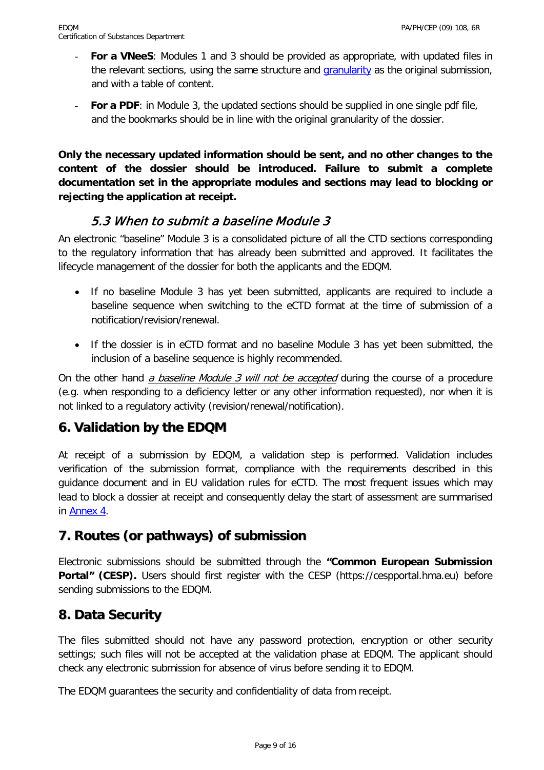- **For a VNeeS**: Modules 1 and 3 should be provided as appropriate, with updated files in the relevant sections, using the same structure and granularity as the original submission, and with a table of content.

- **For a PDF**: in Module 3, the updated sections should be supplied in one single pdf file, and the bookmarks should be in line with the original granularity of the dossier.

**Only the necessary updated information should be sent, and no other changes to the content of the dossier should be introduced. Failure to submit a complete documentation set in the appropriate modules and sections may lead to blocking or rejecting the application at receipt.**

### 5.3 When to submit a baseline Module 3

An electronic "baseline" Module 3 is a consolidated picture of all the CTD sections corresponding to the regulatory information that has already been submitted and approved. It facilitates the lifecycle management of the dossier for both the applicants and the EDQM.

- If no baseline Module 3 has yet been submitted, applicants are required to include a baseline sequence when switching to the eCTD format at the time of submission of a notification/revision/renewal.

- If the dossier is in eCTD format and no baseline Module 3 has yet been submitted, the inclusion of a baseline sequence is highly recommended.

On the other hand *a baseline Module 3 will not be accepted* during the course of a procedure (e.g. when responding to a deficiency letter or any other information requested), nor when it is not linked to a regulatory activity (revision/renewal/notification).

## 6. Validation by the EDQM

At receipt of a submission by EDQM, a validation step is performed. Validation includes verification of the submission format, compliance with the requirements described in this guidance document and in EU validation rules for eCTD. The most frequent issues which may lead to block a dossier at receipt and consequently delay the start of assessment are summarised in Annex 4.

## 7. Routes (or pathways) of submission

Electronic submissions should be submitted through the **"Common European Submission Portal" (CESP).** Users should first register with the CESP (https://cespportal.hma.eu) before sending submissions to the EDQM.

## 8. Data Security

The files submitted should not have any password protection, encryption or other security settings; such files will not be accepted at the validation phase at EDQM. The applicant should check any electronic submission for absence of virus before sending it to EDQM.

The EDQM guarantees the security and confidentiality of data from receipt.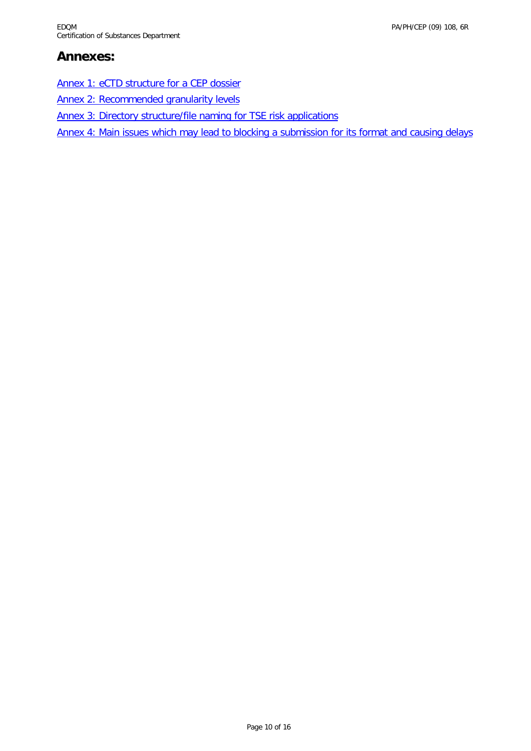## Annexes:

Annex 1: eCTD structure for a CEP dossier

Annex 2: Recommended granularity levels

Annex 3: Directory structure/file naming for TSE risk applications

Annex 4: Main issues which may lead to blocking a submission for its format and causing delays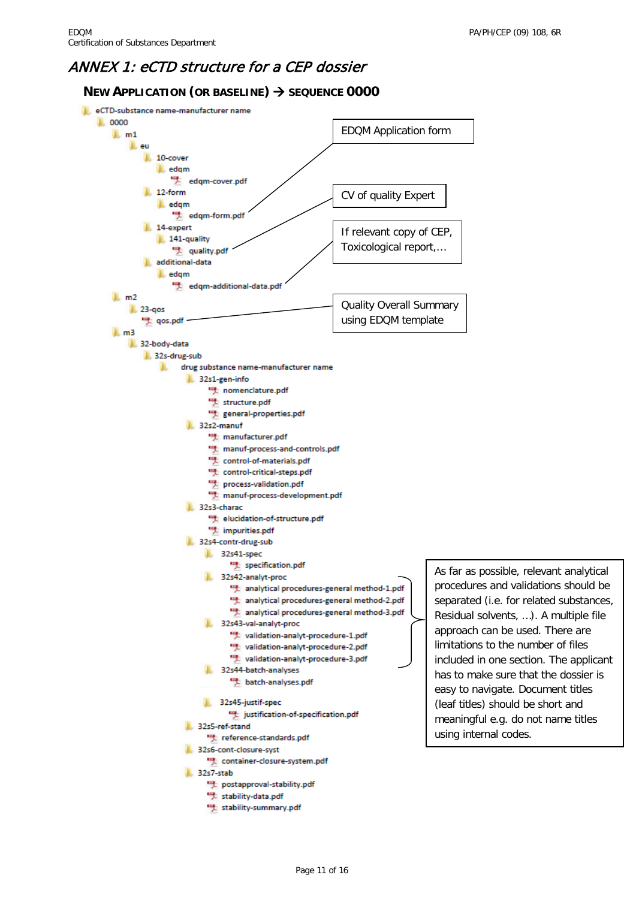# ANNEX 1: eCTD structure for a CEP dossier

## NEW APPLICATION (OR BASELINE) → SEQUENCE 0000

```
eCTD-substance name-manufacturer name
  0000
    m1
      eu
        10-cover
          edqm
            edqm-cover.pdf
        12-form
          edqm
            edqm-form.pdf                      <- EDQM Application form
        14-expert
          141-quality
            quality.pdf                        <- CV of quality Expert
        additional-data
          edqm
            edqm-additional-data.pdf           <- If relevant copy of CEP, Toxicological report,…
    m2
      23-qos
        qos.pdf                                <- Quality Overall Summary using EDQM template
    m3
      32-body-data
        32s-drug-sub
          drug substance name-manufacturer name
            32s1-gen-info
              nomenclature.pdf
              structure.pdf
              general-properties.pdf
            32s2-manuf
              manufacturer.pdf
              manuf-process-and-controls.pdf
              control-of-materials.pdf
              control-critical-steps.pdf
              process-validation.pdf
              manuf-process-development.pdf
            32s3-charac
              elucidation-of-structure.pdf
              impurities.pdf
            32s4-contr-drug-sub
              32s41-spec
                specification.pdf
              32s42-analyt-proc
                analytical procedures-general method-1.pdf
                analytical procedures-general method-2.pdf
                analytical procedures-general method-3.pdf
              32s43-val-analyt-proc
                validation-analyt-procedure-1.pdf
                validation-analyt-procedure-2.pdf
                validation-analyt-procedure-3.pdf
              32s44-batch-analyses
                batch-analyses.pdf
              32s45-justif-spec
                justification-of-specification.pdf
            32s5-ref-stand
              reference-standards.pdf
            32s6-cont-closure-syst
              container-closure-system.pdf
            32s7-stab
              postapproval-stability.pdf
              stability-data.pdf
              stability-summary.pdf
```

Note on 32s42-analyt-proc and 32s43-val-analyt-proc: As far as possible, relevant analytical procedures and validations should be separated (i.e. for related substances, Residual solvents, …). A multiple file approach can be used. There are limitations to the number of files included in one section. The applicant has to make sure that the dossier is easy to navigate. Document titles (leaf titles) should be short and meaningful e.g. do not name titles using internal codes.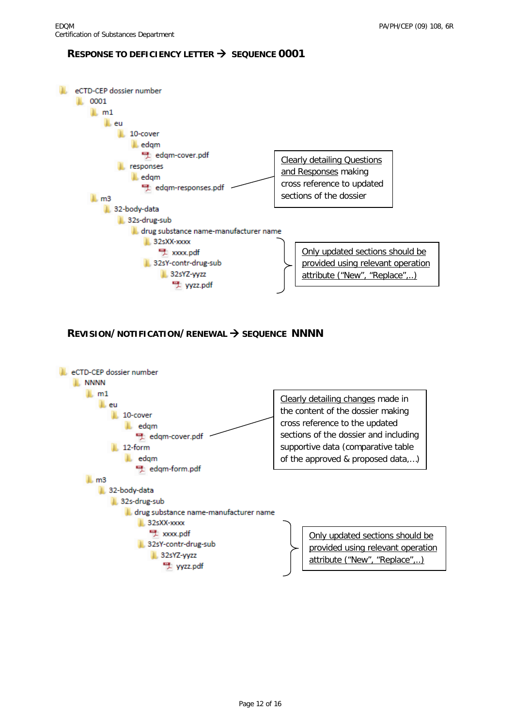## Response to deficiency letter → Sequence 0001

```
eCTD-CEP dossier number
  0001
    m1
      eu
        10-cover
          edqm
            edqm-cover.pdf
        responses
          edqm
            edqm-responses.pdf
    m3
      32-body-data
        32s-drug-sub
          drug substance name-manufacturer name
            32sXX-xxxx
              xxxx.pdf
            32sY-contr-drug-sub
              32sYZ-yyzz
                yyzz.pdf
```

edqm-responses.pdf: Clearly detailing Questions and Responses making cross reference to updated sections of the dossier

m3 sections (32sXX-xxxx, 32sY-contr-drug-sub): Only updated sections should be provided using relevant operation attribute ("New", "Replace",..)

## Revision/Notification/Renewal → Sequence NNNN

```
eCTD-CEP dossier number
  NNNN
    m1
      eu
        10-cover
          edqm
            edqm-cover.pdf
        12-form
          edqm
            edqm-form.pdf
    m3
      32-body-data
        32s-drug-sub
          drug substance name-manufacturer name
            32sXX-xxxx
              xxxx.pdf
            32sY-contr-drug-sub
              32sYZ-yyzz
                yyzz.pdf
```

edqm-cover.pdf: Clearly detailing changes made in the content of the dossier making cross reference to the updated sections of the dossier and including supportive data (comparative table of the approved & proposed data,…)

m3 sections (32sXX-xxxx, 32sY-contr-drug-sub): Only updated sections should be provided using relevant operation attribute ("New", "Replace",..)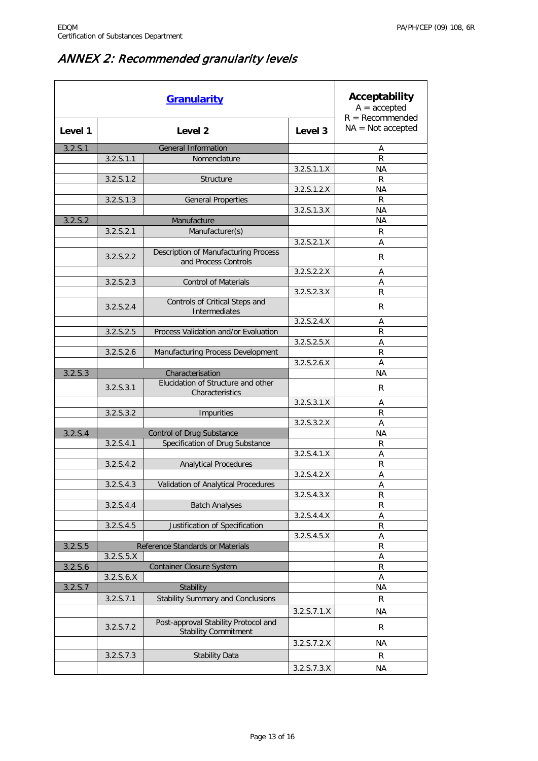# ANNEX 2: Recommended granularity levels

| Granularity | | | | Acceptability A = accepted R = Recommended NA = Not accepted |
|---|---|---|---|---|
| **Level 1** | **Level 2** | | **Level 3** | |
| 3.2.S.1 | General Information | | | A |
| | 3.2.S.1.1 | Nomenclature | | R |
| | | | 3.2.S.1.1.X | NA |
| | 3.2.S.1.2 | Structure | | R |
| | | | 3.2.S.1.2.X | NA |
| | 3.2.S.1.3 | General Properties | | R |
| | | | 3.2.S.1.3.X | NA |
| 3.2.S.2 | Manufacture | | | NA |
| | 3.2.S.2.1 | Manufacturer(s) | | R |
| | | | 3.2.S.2.1.X | A |
| | 3.2.S.2.2 | Description of Manufacturing Process and Process Controls | | R |
| | | | 3.2.S.2.2.X | A |
| | 3.2.S.2.3 | Control of Materials | | A |
| | | | 3.2.S.2.3.X | R |
| | 3.2.S.2.4 | Controls of Critical Steps and Intermediates | | R |
| | | | 3.2.S.2.4.X | A |
| | 3.2.S.2.5 | Process Validation and/or Evaluation | | R |
| | | | 3.2.S.2.5.X | A |
| | 3.2.S.2.6 | Manufacturing Process Development | | R |
| | | | 3.2.S.2.6.X | A |
| 3.2.S.3 | Characterisation | | | NA |
| | 3.2.S.3.1 | Elucidation of Structure and other Characteristics | | R |
| | | | 3.2.S.3.1.X | A |
| | 3.2.S.3.2 | Impurities | | R |
| | | | 3.2.S.3.2.X | A |
| 3.2.S.4 | Control of Drug Substance | | | NA |
| | 3.2.S.4.1 | Specification of Drug Substance | | R |
| | | | 3.2.S.4.1.X | A |
| | 3.2.S.4.2 | Analytical Procedures | | R |
| | | | 3.2.S.4.2.X | A |
| | 3.2.S.4.3 | Validation of Analytical Procedures | | A |
| | | | 3.2.S.4.3.X | R |
| | 3.2.S.4.4 | Batch Analyses | | R |
| | | | 3.2.S.4.4.X | A |
| | 3.2.S.4.5 | Justification of Specification | | R |
| | | | 3.2.S.4.5.X | A |
| 3.2.S.5 | Reference Standards or Materials | | | R |
| | 3.2.S.5.X | | | A |
| 3.2.S.6 | Container Closure System | | | R |
| | 3.2.S.6.X | | | A |
| 3.2.S.7 | Stability | | | NA |
| | 3.2.S.7.1 | Stability Summary and Conclusions | | R |
| | | | 3.2.S.7.1.X | NA |
| | 3.2.S.7.2 | Post-approval Stability Protocol and Stability Commitment | | R |
| | | | 3.2.S.7.2.X | NA |
| | 3.2.S.7.3 | Stability Data | | R |
| | | | 3.2.S.7.3.X | NA |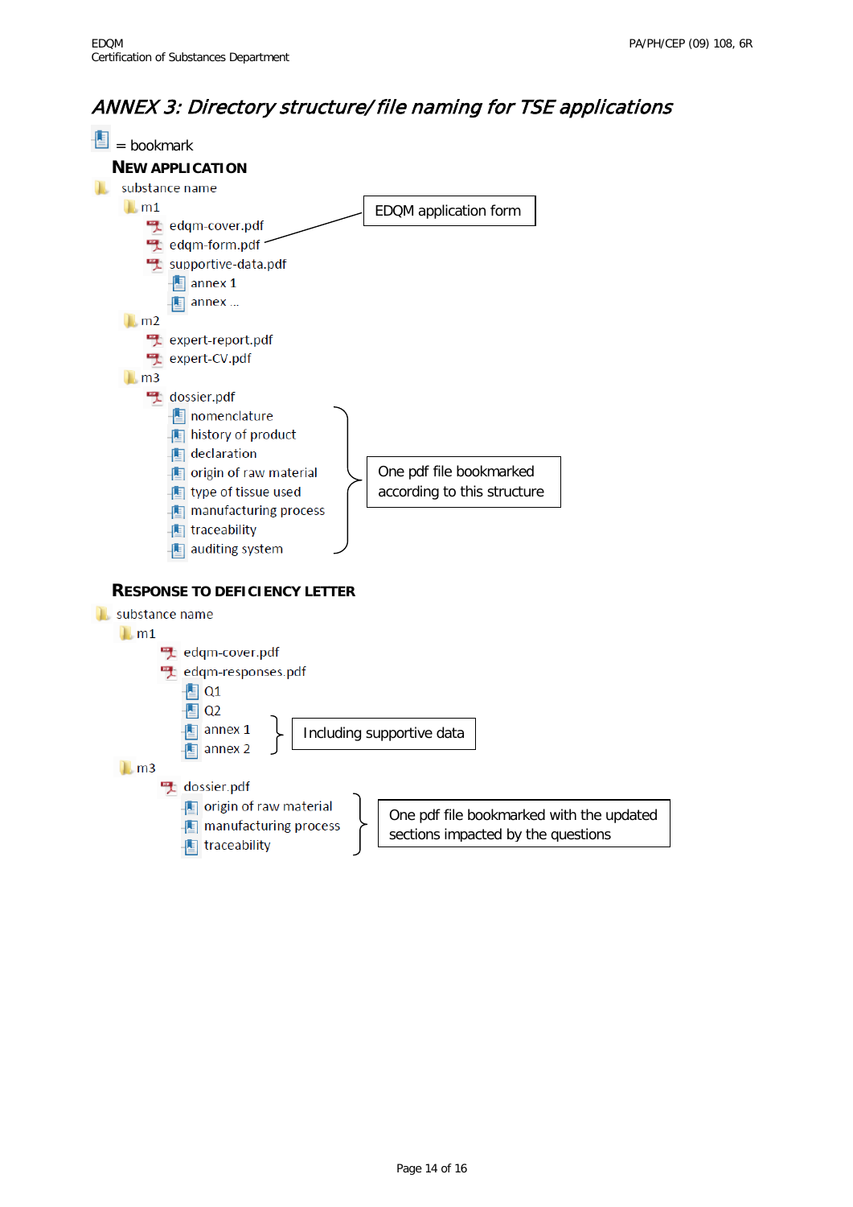# ANNEX 3: Directory structure/ file naming for TSE applications

[bookmark icon] = bookmark

## NEW APPLICATION

- substance name
  - m1
    - edqm-cover.pdf
    - edqm-form.pdf — EDQM application form
    - supportive-data.pdf
      - annex 1
      - annex ...
  - m2
    - expert-report.pdf
    - expert-CV.pdf
  - m3
    - dossier.pdf — One pdf file bookmarked according to this structure
      - nomenclature
      - history of product
      - declaration
      - origin of raw material
      - type of tissue used
      - manufacturing process
      - traceability
      - auditing system

## RESPONSE TO DEFICIENCY LETTER

- substance name
  - m1
    - edqm-cover.pdf
    - edqm-responses.pdf
      - Q1
      - Q2
      - annex 1 — Including supportive data
      - annex 2 — Including supportive data
  - m3
    - dossier.pdf — One pdf file bookmarked with the updated sections impacted by the questions
      - origin of raw material
      - manufacturing process
      - traceability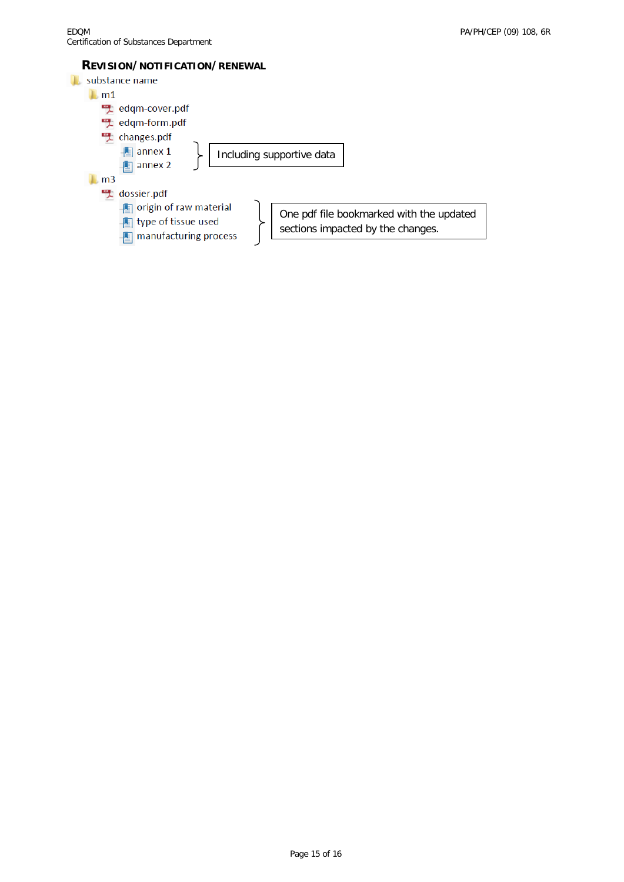## REVISION/NOTIFICATION/RENEWAL

- substance name
  - m1
    - edqm-cover.pdf
    - edqm-form.pdf
    - changes.pdf
      - annex 1
      - annex 2

      } Including supportive data
  - m3
    - dossier.pdf
      - origin of raw material
      - type of tissue used
      - manufacturing process

      } One pdf file bookmarked with the updated sections impacted by the changes.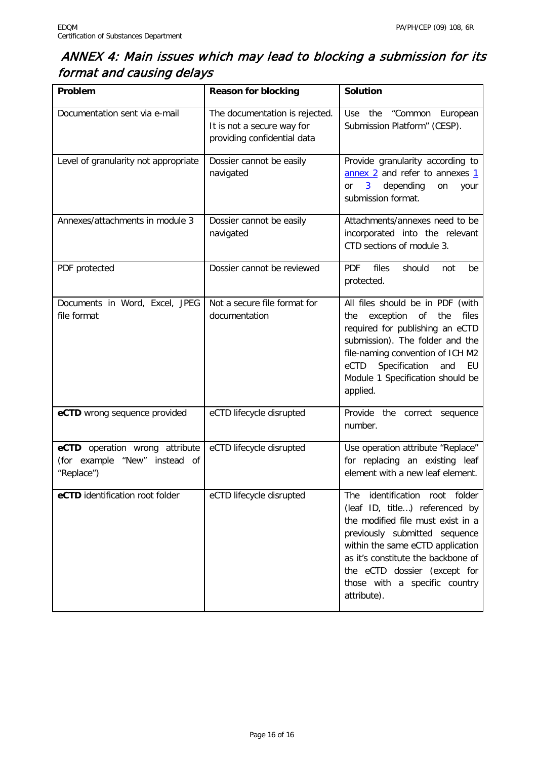## *ANNEX 4: Main issues which may lead to blocking a submission for its format and causing delays*

| Problem | Reason for blocking | Solution |
|---|---|---|
| Documentation sent via e-mail | The documentation is rejected. It is not a secure way for providing confidential data | Use the "Common European Submission Platform" (CESP). |
| Level of granularity not appropriate | Dossier cannot be easily navigated | Provide granularity according to annex 2 and refer to annexes 1 or 3 depending on your submission format. |
| Annexes/attachments in module 3 | Dossier cannot be easily navigated | Attachments/annexes need to be incorporated into the relevant CTD sections of module 3. |
| PDF protected | Dossier cannot be reviewed | PDF files should not be protected. |
| Documents in Word, Excel, JPEG file format | Not a secure file format for documentation | All files should be in PDF (with the exception of the files required for publishing an eCTD submission). The folder and the file-naming convention of ICH M2 eCTD Specification and EU Module 1 Specification should be applied. |
| **eCTD** wrong sequence provided | eCTD lifecycle disrupted | Provide the correct sequence number. |
| **eCTD** operation wrong attribute (for example "New" instead of "Replace") | eCTD lifecycle disrupted | Use operation attribute "Replace" for replacing an existing leaf element with a new leaf element. |
| **eCTD** identification root folder | eCTD lifecycle disrupted | The identification root folder (leaf ID, title…) referenced by the modified file must exist in a previously submitted sequence within the same eCTD application as it's constitute the backbone of the eCTD dossier (except for those with a specific country attribute). |